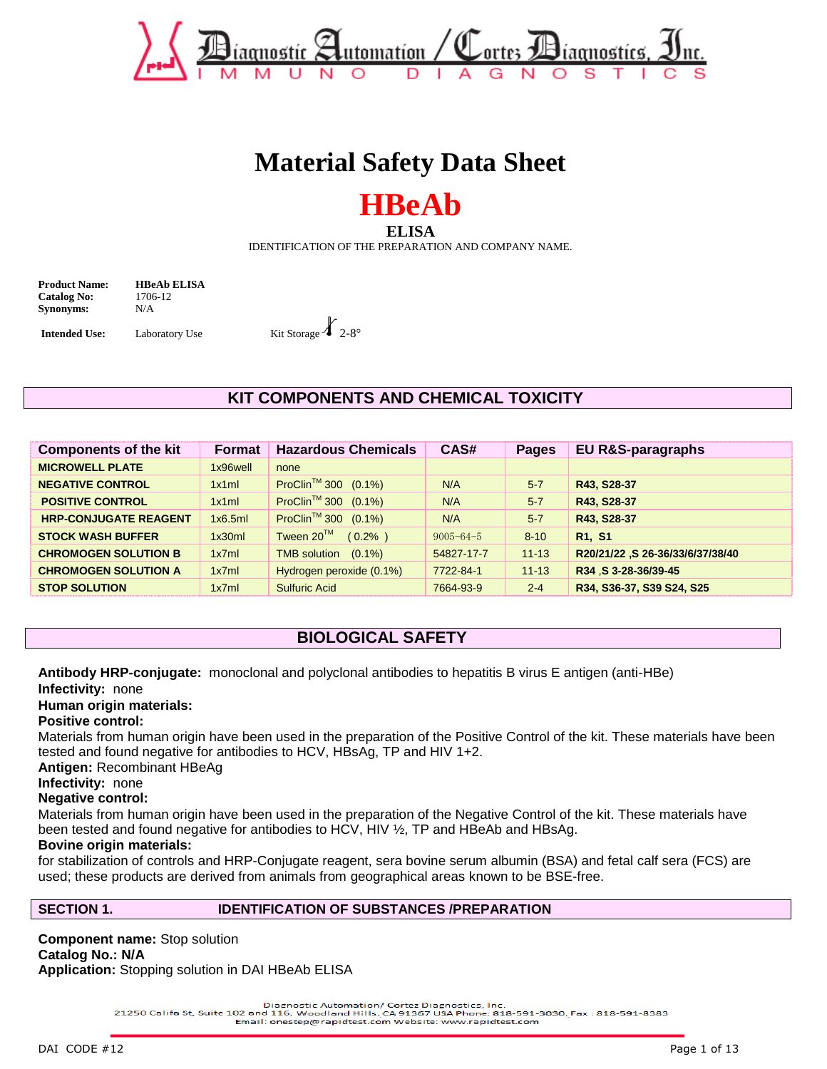Diagnostic Automation / Cortez Diagnostics, Inc.
IMMUNO DIAGNOSTICS

# Material Safety Data Sheet

# HBeAb

**ELISA**

IDENTIFICATION OF THE PREPARATION AND COMPANY NAME.

**Product Name:** HBeAb ELISA
**Catalog No:** 1706-12
**Synonyms:** N/A

**Intended Use:** Laboratory Use          Kit Storage 2-8°

## KIT COMPONENTS AND CHEMICAL TOXICITY

| Components of the kit | Format | Hazardous Chemicals | CAS# | Pages | EU R&S-paragraphs |
|---|---|---|---|---|---|
| MICROWELL PLATE | 1x96well | none | | | |
| NEGATIVE CONTROL | 1x1ml | ProClin™ 300 (0.1%) | N/A | 5-7 | R43, S28-37 |
| POSITIVE CONTROL | 1x1ml | ProClin™ 300 (0.1%) | N/A | 5-7 | R43, S28-37 |
| HRP-CONJUGATE REAGENT | 1x6.5ml | ProClin™ 300 (0.1%) | N/A | 5-7 | R43, S28-37 |
| STOCK WASH BUFFER | 1x30ml | Tween 20™ (0.2% ) | 9005-64-5 | 8-10 | R1, S1 |
| CHROMOGEN SOLUTION B | 1x7ml | TMB solution (0.1%) | 54827-17-7 | 11-13 | R20/21/22 ,S 26-36/33/6/37/38/40 |
| CHROMOGEN SOLUTION A | 1x7ml | Hydrogen peroxide (0.1%) | 7722-84-1 | 11-13 | R34 ,S 3-28-36/39-45 |
| STOP SOLUTION | 1x7ml | Sulfuric Acid | 7664-93-9 | 2-4 | R34, S36-37, S39 S24, S25 |

## BIOLOGICAL SAFETY

**Antibody HRP-conjugate:** monoclonal and polyclonal antibodies to hepatitis B virus E antigen (anti-HBe)
**Infectivity:** none
**Human origin materials:**
**Positive control:**
Materials from human origin have been used in the preparation of the Positive Control of the kit. These materials have been tested and found negative for antibodies to HCV, HBsAg, TP and HIV 1+2.
**Antigen:** Recombinant HBeAg
**Infectivity:** none
**Negative control:**
Materials from human origin have been used in the preparation of the Negative Control of the kit. These materials have been tested and found negative for antibodies to HCV, HIV ½, TP and HBeAb and HBsAg.
**Bovine origin materials:**
for stabilization of controls and HRP-Conjugate reagent, sera bovine serum albumin (BSA) and fetal calf sera (FCS) are used; these products are derived from animals from geographical areas known to be BSE-free.

## SECTION 1. IDENTIFICATION OF SUBSTANCES /PREPARATION

**Component name:** Stop solution
**Catalog No.: N/A**
**Application:** Stopping solution in DAI HBeAb ELISA

Diagnostic Automation/ Cortez Diagnostics, Inc.
21250 Califa St, Suite 102 and 116, Woodland Hills, CA 91367 USA Phone: 818-591-3030, Fax : 818-591-8383
Email: onestep@rapidtest.com Website: www.rapidtest.com

DAI CODE #12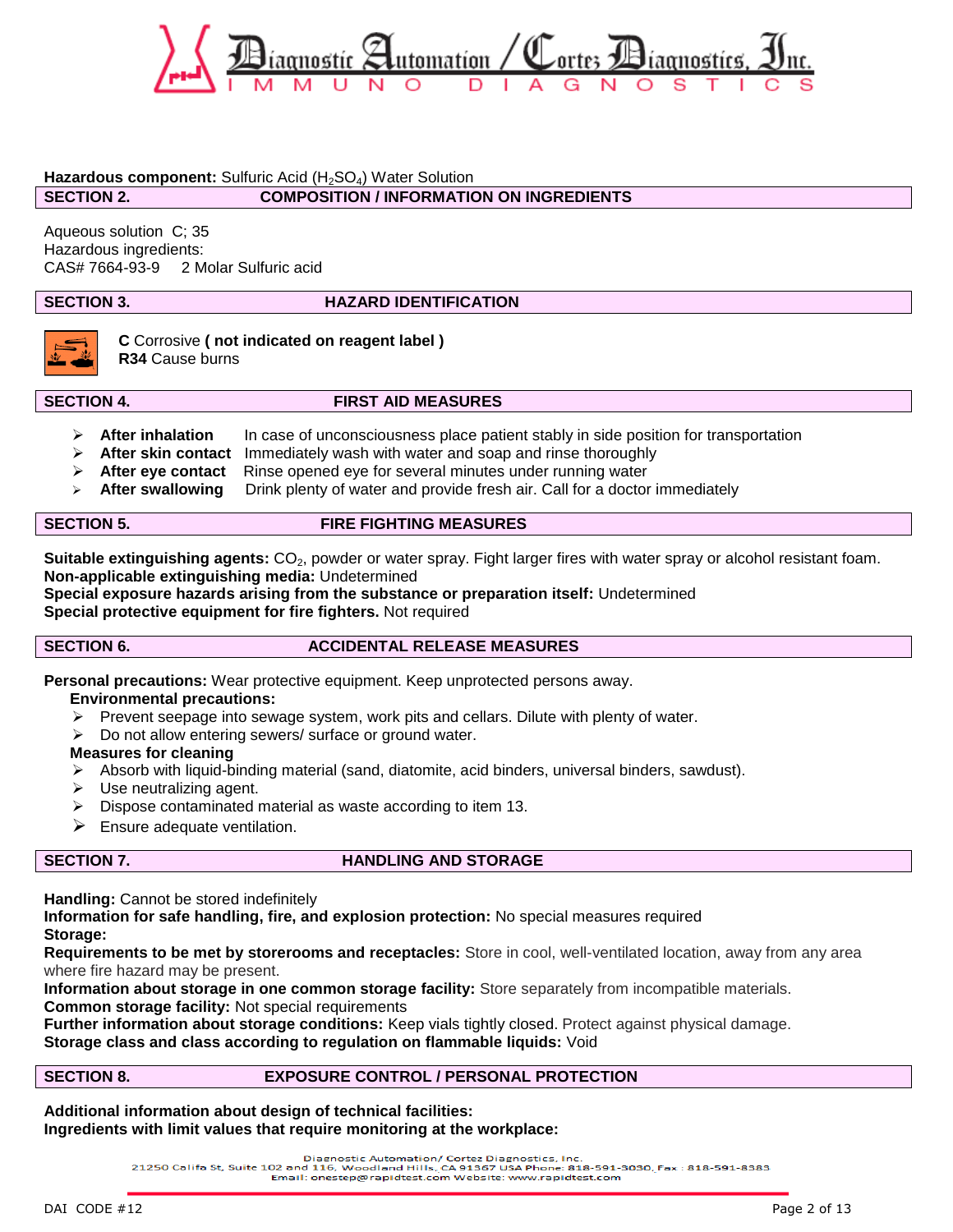**Hazardous component:** Sulfuric Acid ($H_2SO_4$) Water Solution

## SECTION 2. COMPOSITION / INFORMATION ON INGREDIENTS

Aqueous solution C; 35
Hazardous ingredients:
CAS# 7664-93-9 2 Molar Sulfuric acid

## SECTION 3. HAZARD IDENTIFICATION

**C** Corrosive **( not indicated on reagent label )**
**R34** Cause burns

## SECTION 4. FIRST AID MEASURES

- **After inhalation** In case of unconsciousness place patient stably in side position for transportation
- **After skin contact** Immediately wash with water and soap and rinse thoroughly
- **After eye contact** Rinse opened eye for several minutes under running water
- **After swallowing** Drink plenty of water and provide fresh air. Call for a doctor immediately

## SECTION 5. FIRE FIGHTING MEASURES

**Suitable extinguishing agents:** $CO_2$, powder or water spray. Fight larger fires with water spray or alcohol resistant foam.
**Non-applicable extinguishing media:** Undetermined
**Special exposure hazards arising from the substance or preparation itself:** Undetermined
**Special protective equipment for fire fighters.** Not required

## SECTION 6. ACCIDENTAL RELEASE MEASURES

**Personal precautions:** Wear protective equipment. Keep unprotected persons away.

**Environmental precautions:**

- Prevent seepage into sewage system, work pits and cellars. Dilute with plenty of water.
- Do not allow entering sewers/ surface or ground water.

**Measures for cleaning**

- Absorb with liquid-binding material (sand, diatomite, acid binders, universal binders, sawdust).
- Use neutralizing agent.
- Dispose contaminated material as waste according to item 13.
- Ensure adequate ventilation.

## SECTION 7. HANDLING AND STORAGE

**Handling:** Cannot be stored indefinitely
**Information for safe handling, fire, and explosion protection:** No special measures required
**Storage:**
**Requirements to be met by storerooms and receptacles:** Store in cool, well-ventilated location, away from any area where fire hazard may be present.
**Information about storage in one common storage facility:** Store separately from incompatible materials.
**Common storage facility:** Not special requirements
**Further information about storage conditions:** Keep vials tightly closed. Protect against physical damage.
**Storage class and class according to regulation on flammable liquids:** Void

## SECTION 8. EXPOSURE CONTROL / PERSONAL PROTECTION

**Additional information about design of technical facilities:**
**Ingredients with limit values that require monitoring at the workplace:**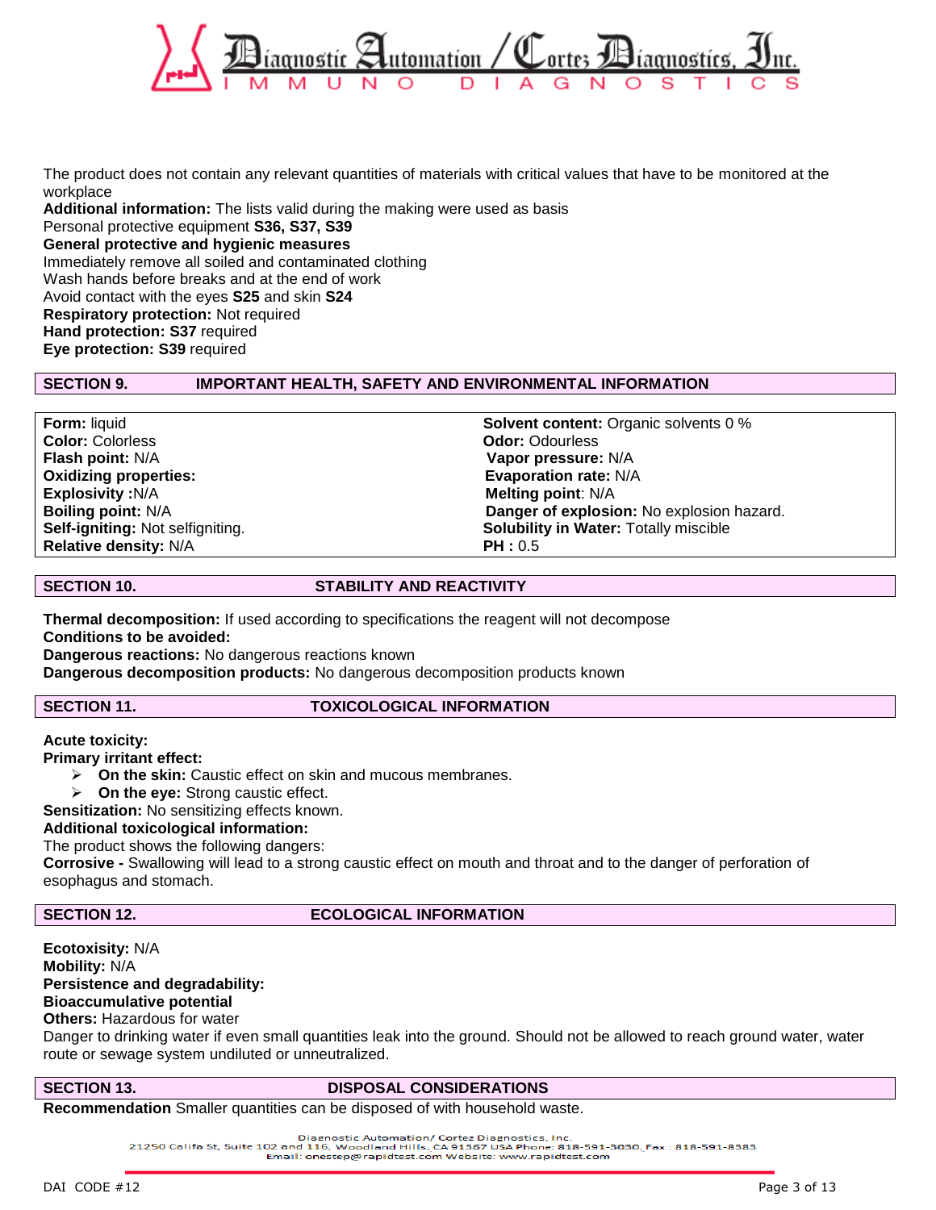The product does not contain any relevant quantities of materials with critical values that have to be monitored at the workplace

**Additional information:** The lists valid during the making were used as basis

Personal protective equipment **S36, S37, S39**

**General protective and hygienic measures**

Immediately remove all soiled and contaminated clothing

Wash hands before breaks and at the end of work

Avoid contact with the eyes **S25** and skin **S24**

**Respiratory protection:** Not required

**Hand protection: S37** required

**Eye protection: S39** required

## SECTION 9. IMPORTANT HEALTH, SAFETY AND ENVIRONMENTAL INFORMATION

| | |
|---|---|
| **Form:** liquid | **Solvent content:** Organic solvents 0 % |
| **Color:** Colorless | **Odor:** Odourless |
| **Flash point:** N/A | **Vapor pressure:** N/A |
| **Oxidizing properties:** | **Evaporation rate:** N/A |
| **Explosivity :**N/A | **Melting point**: N/A |
| **Boiling point:** N/A | **Danger of explosion:** No explosion hazard. |
| **Self-igniting:** Not selfigniting. | **Solubility in Water:** Totally miscible |
| **Relative density:** N/A | **PH :** 0.5 |

## SECTION 10. STABILITY AND REACTIVITY

**Thermal decomposition:** If used according to specifications the reagent will not decompose

**Conditions to be avoided:**

**Dangerous reactions:** No dangerous reactions known

**Dangerous decomposition products:** No dangerous decomposition products known

## SECTION 11. TOXICOLOGICAL INFORMATION

**Acute toxicity:**

**Primary irritant effect:**

- **On the skin:** Caustic effect on skin and mucous membranes.
- **On the eye:** Strong caustic effect.

**Sensitization:** No sensitizing effects known.

**Additional toxicological information:**

The product shows the following dangers:

**Corrosive -** Swallowing will lead to a strong caustic effect on mouth and throat and to the danger of perforation of esophagus and stomach.

## SECTION 12. ECOLOGICAL INFORMATION

**Ecotoxicity:** N/A

**Mobility:** N/A

**Persistence and degradability:**

**Bioaccumulative potential**

**Others:** Hazardous for water

Danger to drinking water if even small quantities leak into the ground. Should not be allowed to reach ground water, water route or sewage system undiluted or unneutralized.

## SECTION 13. DISPOSAL CONSIDERATIONS

**Recommendation** Smaller quantities can be disposed of with household waste.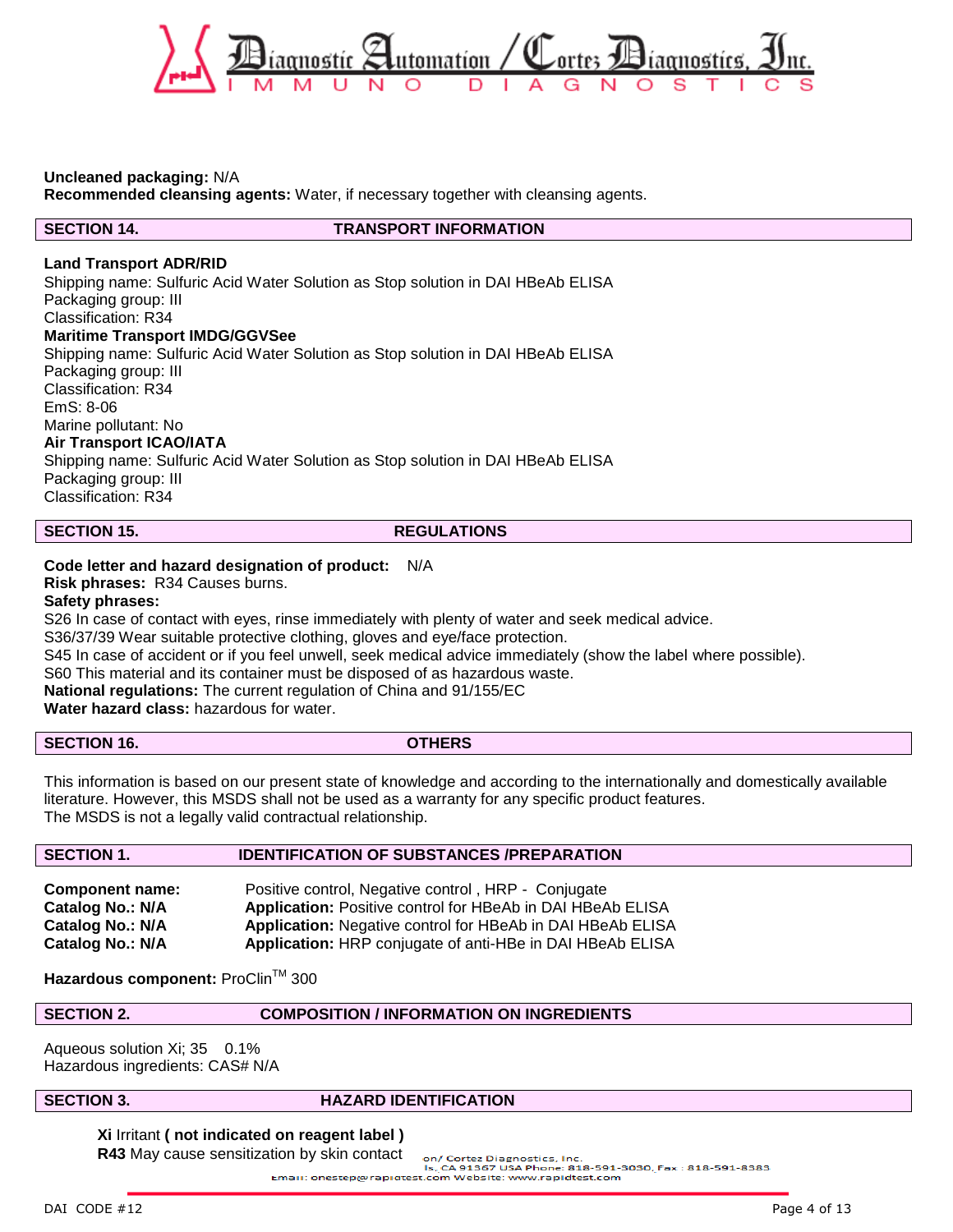**Uncleaned packaging:** N/A
**Recommended cleansing agents:** Water, if necessary together with cleansing agents.

## SECTION 14. TRANSPORT INFORMATION

**Land Transport ADR/RID**
Shipping name: Sulfuric Acid Water Solution as Stop solution in DAI HBeAb ELISA
Packaging group: III
Classification: R34

**Maritime Transport IMDG/GGVSee**
Shipping name: Sulfuric Acid Water Solution as Stop solution in DAI HBeAb ELISA
Packaging group: III
Classification: R34
EmS: 8-06
Marine pollutant: No

**Air Transport ICAO/IATA**
Shipping name: Sulfuric Acid Water Solution as Stop solution in DAI HBeAb ELISA
Packaging group: III
Classification: R34

## SECTION 15. REGULATIONS

**Code letter and hazard designation of product:** N/A
**Risk phrases:** R34 Causes burns.
**Safety phrases:**
S26 In case of contact with eyes, rinse immediately with plenty of water and seek medical advice.
S36/37/39 Wear suitable protective clothing, gloves and eye/face protection.
S45 In case of accident or if you feel unwell, seek medical advice immediately (show the label where possible).
S60 This material and its container must be disposed of as hazardous waste.
**National regulations:** The current regulation of China and 91/155/EC
**Water hazard class:** hazardous for water.

## SECTION 16. OTHERS

This information is based on our present state of knowledge and according to the internationally and domestically available literature. However, this MSDS shall not be used as a warranty for any specific product features.
The MSDS is not a legally valid contractual relationship.

## SECTION 1. IDENTIFICATION OF SUBSTANCES /PREPARATION

| | |
|---|---|
| **Component name:** | Positive control, Negative control , HRP - Conjugate |
| **Catalog No.: N/A** | **Application:** Positive control for HBeAb in DAI HBeAb ELISA |
| **Catalog No.: N/A** | **Application:** Negative control for HBeAb in DAI HBeAb ELISA |
| **Catalog No.: N/A** | **Application:** HRP conjugate of anti-HBe in DAI HBeAb ELISA |

**Hazardous component:** ProClin™ 300

## SECTION 2. COMPOSITION / INFORMATION ON INGREDIENTS

Aqueous solution Xi; 35 0.1%
Hazardous ingredients: CAS# N/A

## SECTION 3. HAZARD IDENTIFICATION

**Xi** Irritant **( not indicated on reagent label )**
**R43** May cause sensitization by skin contact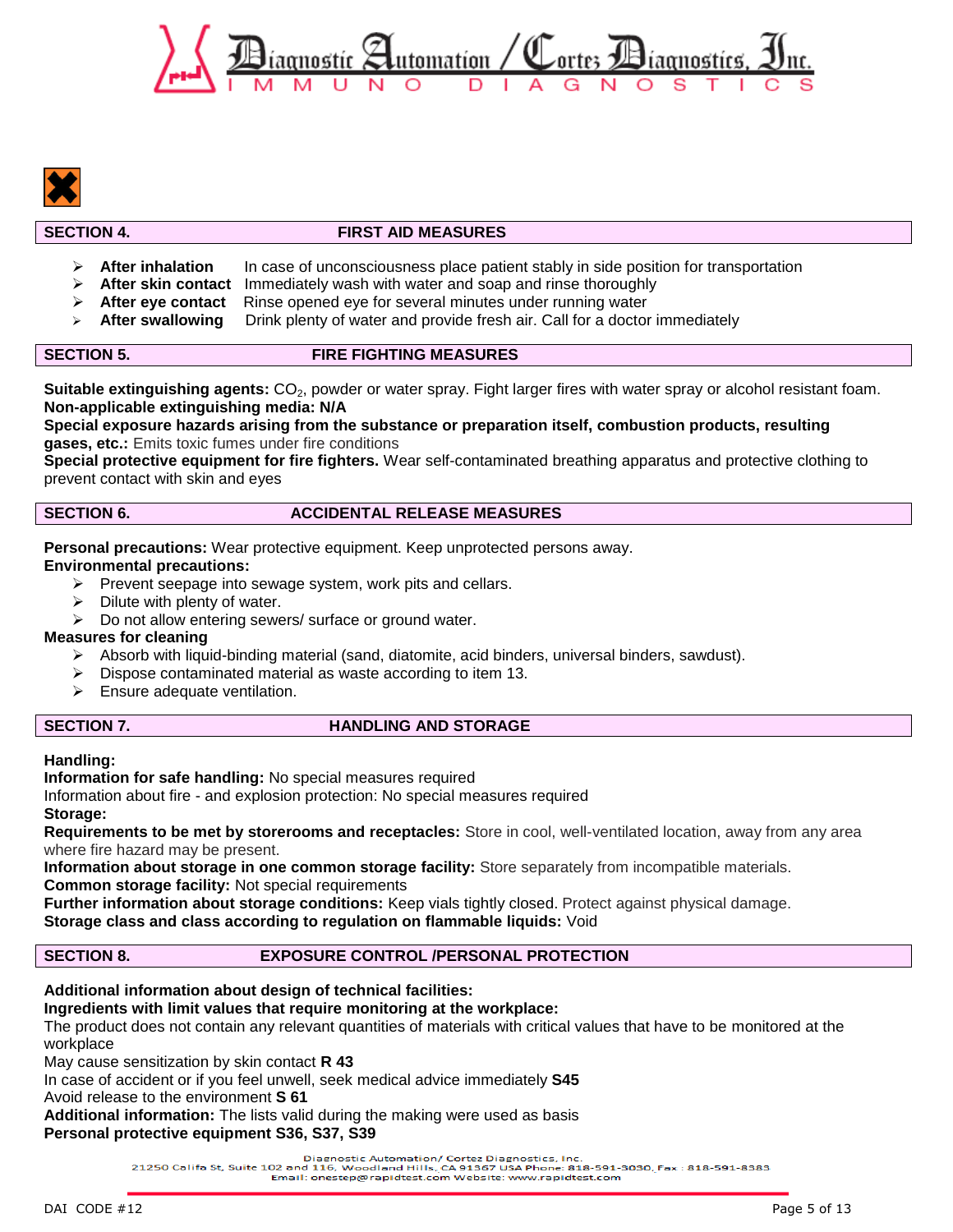## SECTION 4. FIRST AID MEASURES

- **After inhalation** In case of unconsciousness place patient stably in side position for transportation
- **After skin contact** Immediately wash with water and soap and rinse thoroughly
- **After eye contact** Rinse opened eye for several minutes under running water
- **After swallowing** Drink plenty of water and provide fresh air. Call for a doctor immediately

## SECTION 5. FIRE FIGHTING MEASURES

**Suitable extinguishing agents:** $CO_2$, powder or water spray. Fight larger fires with water spray or alcohol resistant foam.
**Non-applicable extinguishing media: N/A**
**Special exposure hazards arising from the substance or preparation itself, combustion products, resulting gases, etc.:** Emits toxic fumes under fire conditions
**Special protective equipment for fire fighters.** Wear self-contaminated breathing apparatus and protective clothing to prevent contact with skin and eyes

## SECTION 6. ACCIDENTAL RELEASE MEASURES

**Personal precautions:** Wear protective equipment. Keep unprotected persons away.
**Environmental precautions:**

- Prevent seepage into sewage system, work pits and cellars.
- Dilute with plenty of water.
- Do not allow entering sewers/ surface or ground water.

**Measures for cleaning**

- Absorb with liquid-binding material (sand, diatomite, acid binders, universal binders, sawdust).
- Dispose contaminated material as waste according to item 13.
- Ensure adequate ventilation.

## SECTION 7. HANDLING AND STORAGE

**Handling:**
**Information for safe handling:** No special measures required
Information about fire - and explosion protection: No special measures required
**Storage:**
**Requirements to be met by storerooms and receptacles:** Store in cool, well-ventilated location, away from any area where fire hazard may be present.
**Information about storage in one common storage facility:** Store separately from incompatible materials.
**Common storage facility:** Not special requirements
**Further information about storage conditions:** Keep vials tightly closed. Protect against physical damage.
**Storage class and class according to regulation on flammable liquids:** Void

## SECTION 8. EXPOSURE CONTROL /PERSONAL PROTECTION

**Additional information about design of technical facilities:**
**Ingredients with limit values that require monitoring at the workplace:**
The product does not contain any relevant quantities of materials with critical values that have to be monitored at the workplace
May cause sensitization by skin contact **R 43**
In case of accident or if you feel unwell, seek medical advice immediately **S45**
Avoid release to the environment **S 61**
**Additional information:** The lists valid during the making were used as basis
**Personal protective equipment S36, S37, S39**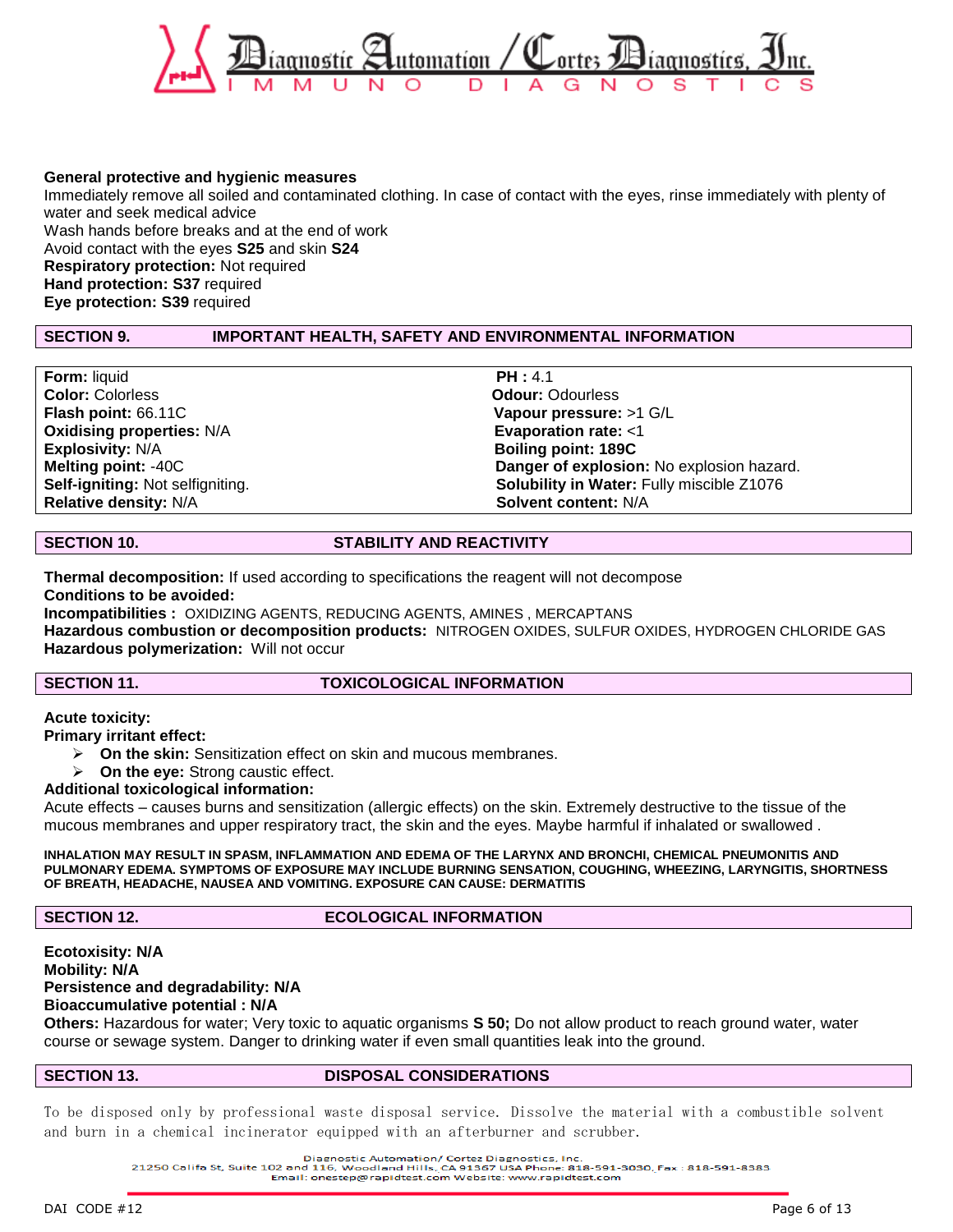**General protective and hygienic measures**

Immediately remove all soiled and contaminated clothing. In case of contact with the eyes, rinse immediately with plenty of water and seek medical advice

Wash hands before breaks and at the end of work

Avoid contact with the eyes **S25** and skin **S24**

**Respiratory protection:** Not required

**Hand protection: S37** required

**Eye protection: S39** required

## SECTION 9. IMPORTANT HEALTH, SAFETY AND ENVIRONMENTAL INFORMATION

| | |
|---|---|
| **Form:** liquid | **PH :** 4.1 |
| **Color:** Colorless | **Odour:** Odourless |
| **Flash point:** 66.11C | **Vapour pressure:** >1 G/L |
| **Oxidising properties:** N/A | **Evaporation rate:** <1 |
| **Explosivity:** N/A | **Boiling point: 189C** |
| **Melting point:** -40C | **Danger of explosion:** No explosion hazard. |
| **Self-igniting:** Not selfigniting. | **Solubility in Water:** Fully miscible Z1076 |
| **Relative density:** N/A | **Solvent content:** N/A |

## SECTION 10. STABILITY AND REACTIVITY

**Thermal decomposition:** If used according to specifications the reagent will not decompose

**Conditions to be avoided:**

**Incompatibilities :** OXIDIZING AGENTS, REDUCING AGENTS, AMINES , MERCAPTANS

**Hazardous combustion or decomposition products:** NITROGEN OXIDES, SULFUR OXIDES, HYDROGEN CHLORIDE GAS

**Hazardous polymerization:** Will not occur

## SECTION 11. TOXICOLOGICAL INFORMATION

**Acute toxicity:**

**Primary irritant effect:**

- **On the skin:** Sensitization effect on skin and mucous membranes.
- **On the eye:** Strong caustic effect.

**Additional toxicological information:**

Acute effects – causes burns and sensitization (allergic effects) on the skin. Extremely destructive to the tissue of the mucous membranes and upper respiratory tract, the skin and the eyes. Maybe harmful if inhalated or swallowed .

**INHALATION MAY RESULT IN SPASM, INFLAMMATION AND EDEMA OF THE LARYNX AND BRONCHI, CHEMICAL PNEUMONITIS AND PULMONARY EDEMA. SYMPTOMS OF EXPOSURE MAY INCLUDE BURNING SENSATION, COUGHING, WHEEZING, LARYNGITIS, SHORTNESS OF BREATH, HEADACHE, NAUSEA AND VOMITING. EXPOSURE CAN CAUSE: DERMATITIS**

## SECTION 12. ECOLOGICAL INFORMATION

**Ecotoxicity: N/A**

**Mobility: N/A**

**Persistence and degradability: N/A**

**Bioaccumulative potential : N/A**

**Others:** Hazardous for water; Very toxic to aquatic organisms **S 50;** Do not allow product to reach ground water, water course or sewage system. Danger to drinking water if even small quantities leak into the ground.

## SECTION 13. DISPOSAL CONSIDERATIONS

To be disposed only by professional waste disposal service. Dissolve the material with a combustible solvent and burn in a chemical incinerator equipped with an afterburner and scrubber.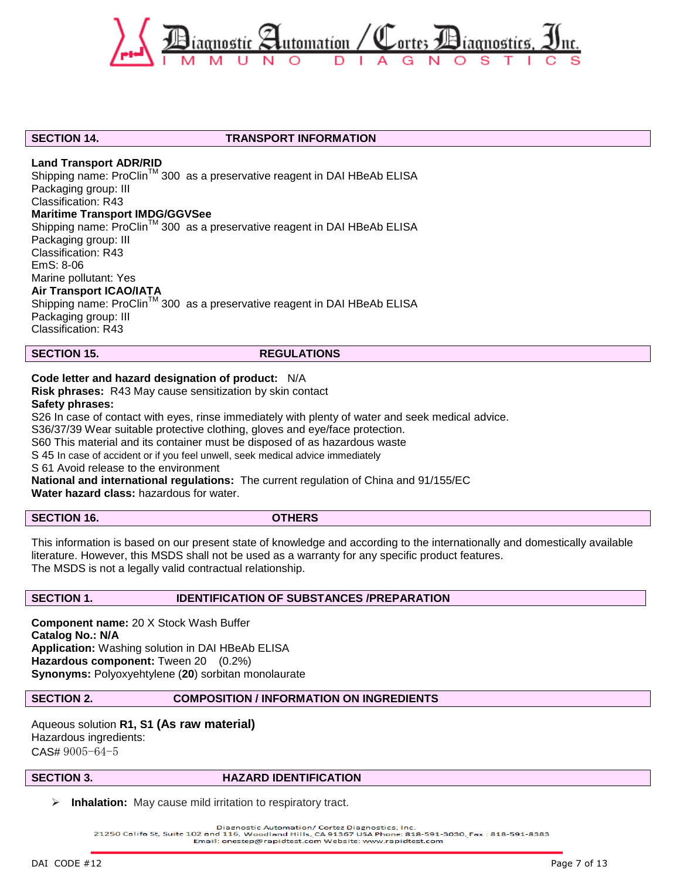## SECTION 14. TRANSPORT INFORMATION

**Land Transport ADR/RID**
Shipping name: ProClin™ 300 as a preservative reagent in DAI HBeAb ELISA
Packaging group: III
Classification: R43
**Maritime Transport IMDG/GGVSee**
Shipping name: ProClin™ 300 as a preservative reagent in DAI HBeAb ELISA
Packaging group: III
Classification: R43
EmS: 8-06
Marine pollutant: Yes
**Air Transport ICAO/IATA**
Shipping name: ProClin™ 300 as a preservative reagent in DAI HBeAb ELISA
Packaging group: III
Classification: R43

## SECTION 15. REGULATIONS

**Code letter and hazard designation of product:** N/A
**Risk phrases:** R43 May cause sensitization by skin contact
**Safety phrases:**
S26 In case of contact with eyes, rinse immediately with plenty of water and seek medical advice.
S36/37/39 Wear suitable protective clothing, gloves and eye/face protection.
S60 This material and its container must be disposed of as hazardous waste
S 45 In case of accident or if you feel unwell, seek medical advice immediately
S 61 Avoid release to the environment
**National and international regulations:** The current regulation of China and 91/155/EC
**Water hazard class:** hazardous for water.

## SECTION 16. OTHERS

This information is based on our present state of knowledge and according to the internationally and domestically available literature. However, this MSDS shall not be used as a warranty for any specific product features.
The MSDS is not a legally valid contractual relationship.

## SECTION 1. IDENTIFICATION OF SUBSTANCES /PREPARATION

**Component name:** 20 X Stock Wash Buffer
**Catalog No.: N/A**
**Application:** Washing solution in DAI HBeAb ELISA
**Hazardous component:** Tween 20 (0.2%)
**Synonyms:** Polyoxyehtylene (**20**) sorbitan monolaurate

## SECTION 2. COMPOSITION / INFORMATION ON INGREDIENTS

Aqueous solution **R1, S1 (As raw material)**
Hazardous ingredients:
CAS# 9005-64-5

## SECTION 3. HAZARD IDENTIFICATION

- **Inhalation:** May cause mild irritation to respiratory tract.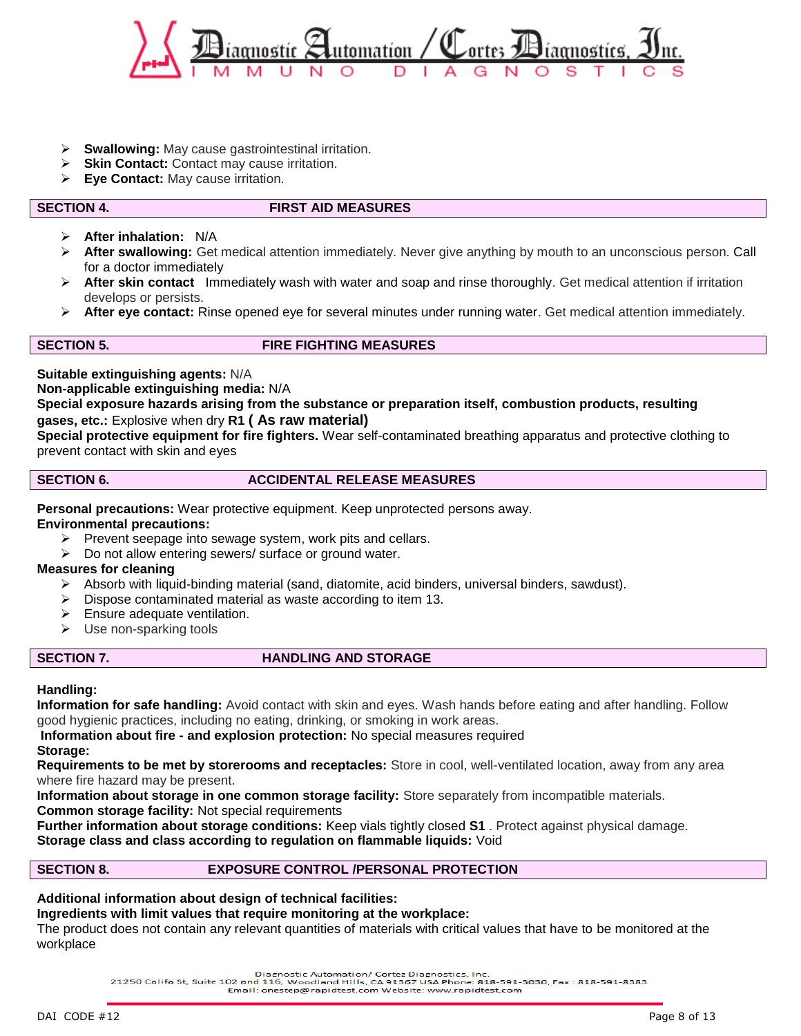- **Swallowing:** May cause gastrointestinal irritation.
- **Skin Contact:** Contact may cause irritation.
- **Eye Contact:** May cause irritation.

## SECTION 4. FIRST AID MEASURES

- **After inhalation:** N/A
- **After swallowing:** Get medical attention immediately. Never give anything by mouth to an unconscious person. Call for a doctor immediately
- **After skin contact** Immediately wash with water and soap and rinse thoroughly. Get medical attention if irritation develops or persists.
- **After eye contact:** Rinse opened eye for several minutes under running water. Get medical attention immediately.

## SECTION 5. FIRE FIGHTING MEASURES

**Suitable extinguishing agents:** N/A
**Non-applicable extinguishing media:** N/A
**Special exposure hazards arising from the substance or preparation itself, combustion products, resulting gases, etc.:** Explosive when dry **R1 ( As raw material)**
**Special protective equipment for fire fighters.** Wear self-contaminated breathing apparatus and protective clothing to prevent contact with skin and eyes

## SECTION 6. ACCIDENTAL RELEASE MEASURES

**Personal precautions:** Wear protective equipment. Keep unprotected persons away.
**Environmental precautions:**

- Prevent seepage into sewage system, work pits and cellars.
- Do not allow entering sewers/ surface or ground water.

**Measures for cleaning**

- Absorb with liquid-binding material (sand, diatomite, acid binders, universal binders, sawdust).
- Dispose contaminated material as waste according to item 13.
- Ensure adequate ventilation.
- Use non-sparking tools

## SECTION 7. HANDLING AND STORAGE

**Handling:**
**Information for safe handling:** Avoid contact with skin and eyes. Wash hands before eating and after handling. Follow good hygienic practices, including no eating, drinking, or smoking in work areas.
**Information about fire - and explosion protection:** No special measures required
**Storage:**
**Requirements to be met by storerooms and receptacles:** Store in cool, well-ventilated location, away from any area where fire hazard may be present.
**Information about storage in one common storage facility:** Store separately from incompatible materials.
**Common storage facility:** Not special requirements
**Further information about storage conditions:** Keep vials tightly closed **S1** . Protect against physical damage.
**Storage class and class according to regulation on flammable liquids:** Void

## SECTION 8. EXPOSURE CONTROL /PERSONAL PROTECTION

**Additional information about design of technical facilities:**
**Ingredients with limit values that require monitoring at the workplace:**
The product does not contain any relevant quantities of materials with critical values that have to be monitored at the workplace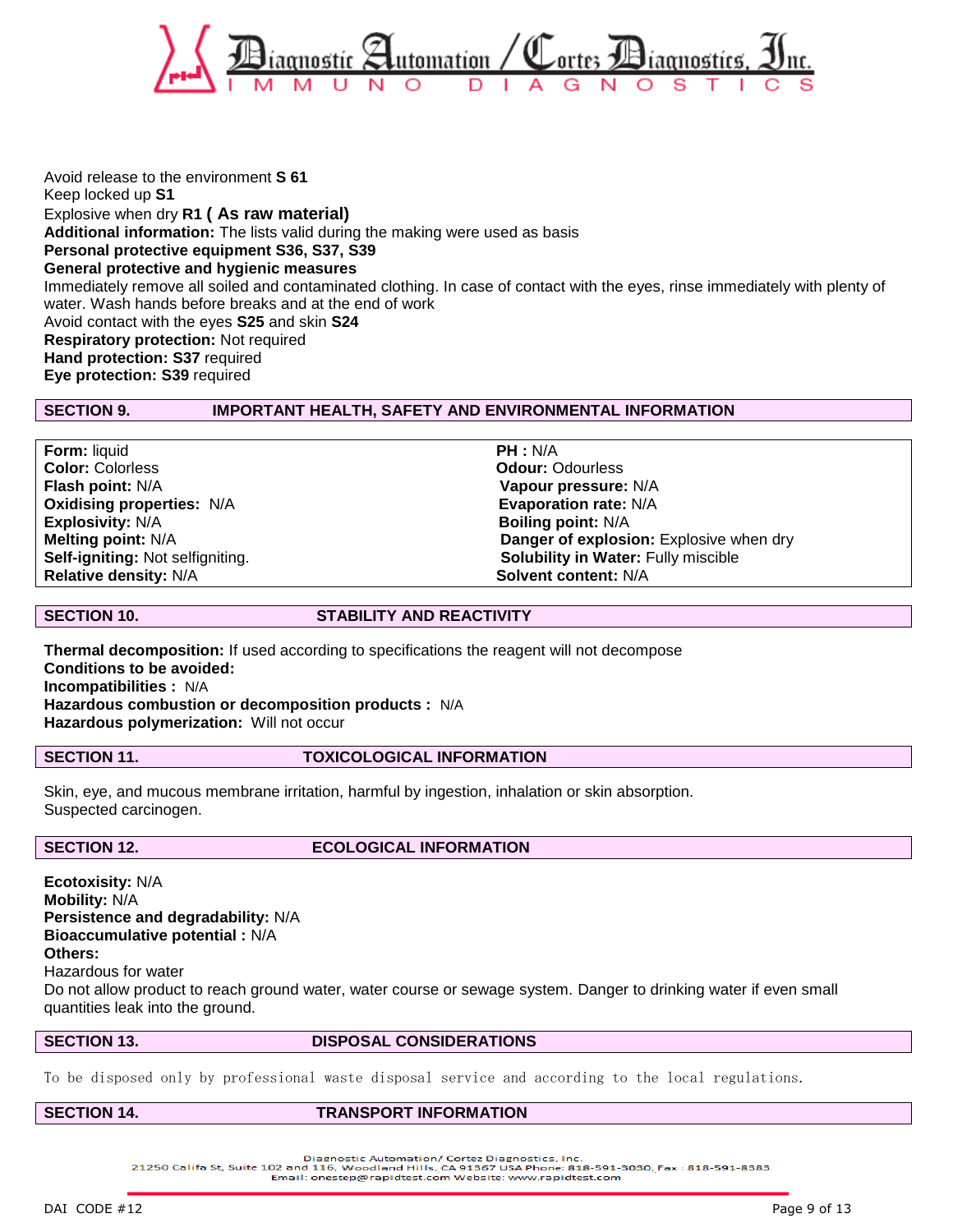Avoid release to the environment **S 61**
Keep locked up **S1**
Explosive when dry **R1 ( As raw material)**
**Additional information:** The lists valid during the making were used as basis
**Personal protective equipment S36, S37, S39**
**General protective and hygienic measures**
Immediately remove all soiled and contaminated clothing. In case of contact with the eyes, rinse immediately with plenty of water. Wash hands before breaks and at the end of work
Avoid contact with the eyes **S25** and skin **S24**
**Respiratory protection:** Not required
**Hand protection: S37** required
**Eye protection: S39** required

## SECTION 9. IMPORTANT HEALTH, SAFETY AND ENVIRONMENTAL INFORMATION

| | |
|---|---|
| **Form:** liquid | **PH :** N/A |
| **Color:** Colorless | **Odour:** Odourless |
| **Flash point:** N/A | **Vapour pressure:** N/A |
| **Oxidising properties:** N/A | **Evaporation rate:** N/A |
| **Explosivity:** N/A | **Boiling point:** N/A |
| **Melting point:** N/A | **Danger of explosion:** Explosive when dry |
| **Self-igniting:** Not selfigniting. | **Solubility in Water:** Fully miscible |
| **Relative density:** N/A | **Solvent content:** N/A |

## SECTION 10. STABILITY AND REACTIVITY

**Thermal decomposition:** If used according to specifications the reagent will not decompose
**Conditions to be avoided:**
**Incompatibilities :** N/A
**Hazardous combustion or decomposition products :** N/A
**Hazardous polymerization:** Will not occur

## SECTION 11. TOXICOLOGICAL INFORMATION

Skin, eye, and mucous membrane irritation, harmful by ingestion, inhalation or skin absorption.
Suspected carcinogen.

## SECTION 12. ECOLOGICAL INFORMATION

**Ecotoxicity:** N/A
**Mobility:** N/A
**Persistence and degradability:** N/A
**Bioaccumulative potential :** N/A
**Others:**
Hazardous for water
Do not allow product to reach ground water, water course or sewage system. Danger to drinking water if even small quantities leak into the ground.

## SECTION 13. DISPOSAL CONSIDERATIONS

To be disposed only by professional waste disposal service and according to the local regulations.

## SECTION 14. TRANSPORT INFORMATION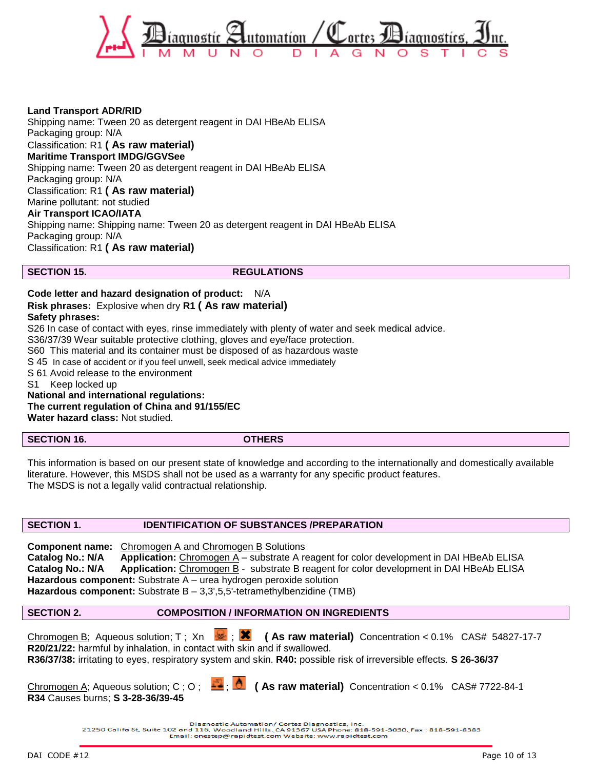**Land Transport ADR/RID**
Shipping name: Tween 20 as detergent reagent in DAI HBeAb ELISA
Packaging group: N/A
Classification: R1 **( As raw material)**
**Maritime Transport IMDG/GGVSee**
Shipping name: Tween 20 as detergent reagent in DAI HBeAb ELISA
Packaging group: N/A
Classification: R1 **( As raw material)**
Marine pollutant: not studied
**Air Transport ICAO/IATA**
Shipping name: Shipping name: Tween 20 as detergent reagent in DAI HBeAb ELISA
Packaging group: N/A
Classification: R1 **( As raw material)**

## SECTION 15. REGULATIONS

**Code letter and hazard designation of product:** N/A
**Risk phrases:** Explosive when dry **R1 ( As raw material)**
**Safety phrases:**
S26 In case of contact with eyes, rinse immediately with plenty of water and seek medical advice.
S36/37/39 Wear suitable protective clothing, gloves and eye/face protection.
S60 This material and its container must be disposed of as hazardous waste
S 45 In case of accident or if you feel unwell, seek medical advice immediately
S 61 Avoid release to the environment
S1 Keep locked up
**National and international regulations:**
**The current regulation of China and 91/155/EC**
**Water hazard class:** Not studied.

## SECTION 16. OTHERS

This information is based on our present state of knowledge and according to the internationally and domestically available literature. However, this MSDS shall not be used as a warranty for any specific product features.
The MSDS is not a legally valid contractual relationship.

## SECTION 1. IDENTIFICATION OF SUBSTANCES /PREPARATION

**Component name:** Chromogen A and Chromogen B Solutions
**Catalog No.: N/A** **Application:** Chromogen A – substrate A reagent for color development in DAI HBeAb ELISA
**Catalog No.: N/A** **Application:** Chromogen B - substrate B reagent for color development in DAI HBeAb ELISA
**Hazardous component:** Substrate A – urea hydrogen peroxide solution
**Hazardous component:** Substrate B – 3,3',5,5'-tetramethylbenzidine (TMB)

## SECTION 2. COMPOSITION / INFORMATION ON INGREDIENTS

Chromogen B; Aqueous solution; T ; Xn ; **( As raw material)** Concentration < 0.1% CAS# 54827-17-7
**R20/21/22:** harmful by inhalation, in contact with skin and if swallowed.
**R36/37/38:** irritating to eyes, respiratory system and skin. **R40:** possible risk of irreversible effects. **S 26-36/37**

Chromogen A; Aqueous solution; C ; O ; ; **( As raw material)** Concentration < 0.1% CAS# 7722-84-1
**R34** Causes burns; **S 3-28-36/39-45**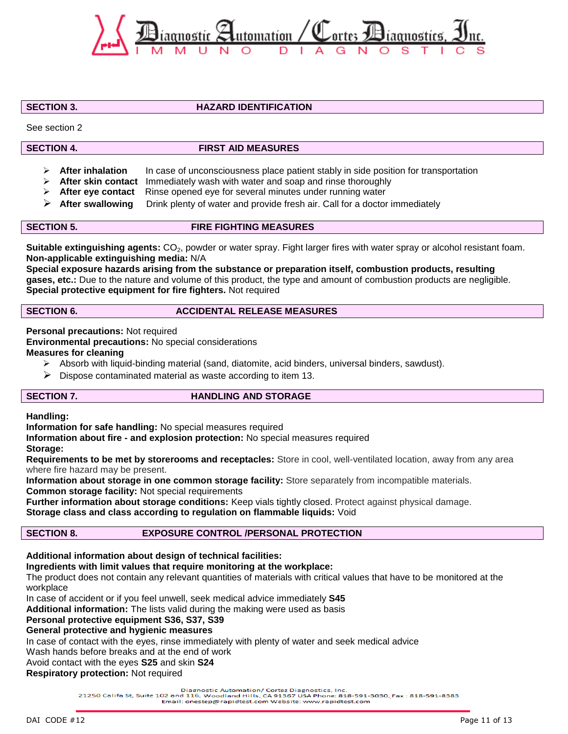## SECTION 3. HAZARD IDENTIFICATION

See section 2

## SECTION 4. FIRST AID MEASURES

- **After inhalation** In case of unconsciousness place patient stably in side position for transportation
- **After skin contact** Immediately wash with water and soap and rinse thoroughly
- **After eye contact** Rinse opened eye for several minutes under running water
- **After swallowing** Drink plenty of water and provide fresh air. Call for a doctor immediately

## SECTION 5. FIRE FIGHTING MEASURES

**Suitable extinguishing agents:** $CO_2$, powder or water spray. Fight larger fires with water spray or alcohol resistant foam.
**Non-applicable extinguishing media:** N/A
**Special exposure hazards arising from the substance or preparation itself, combustion products, resulting gases, etc.:** Due to the nature and volume of this product, the type and amount of combustion products are negligible.
**Special protective equipment for fire fighters.** Not required

## SECTION 6. ACCIDENTAL RELEASE MEASURES

**Personal precautions:** Not required
**Environmental precautions:** No special considerations
**Measures for cleaning**

- Absorb with liquid-binding material (sand, diatomite, acid binders, universal binders, sawdust).
- Dispose contaminated material as waste according to item 13.

## SECTION 7. HANDLING AND STORAGE

**Handling:**
**Information for safe handling:** No special measures required
**Information about fire - and explosion protection:** No special measures required
**Storage:**
**Requirements to be met by storerooms and receptacles:** Store in cool, well-ventilated location, away from any area where fire hazard may be present.
**Information about storage in one common storage facility:** Store separately from incompatible materials.
**Common storage facility:** Not special requirements
**Further information about storage conditions:** Keep vials tightly closed. Protect against physical damage.
**Storage class and class according to regulation on flammable liquids:** Void

## SECTION 8. EXPOSURE CONTROL /PERSONAL PROTECTION

**Additional information about design of technical facilities:**
**Ingredients with limit values that require monitoring at the workplace:**
The product does not contain any relevant quantities of materials with critical values that have to be monitored at the workplace
In case of accident or if you feel unwell, seek medical advice immediately **S45**
**Additional information:** The lists valid during the making were used as basis
**Personal protective equipment S36, S37, S39**
**General protective and hygienic measures**
In case of contact with the eyes, rinse immediately with plenty of water and seek medical advice
Wash hands before breaks and at the end of work
Avoid contact with the eyes **S25** and skin **S24**
**Respiratory protection:** Not required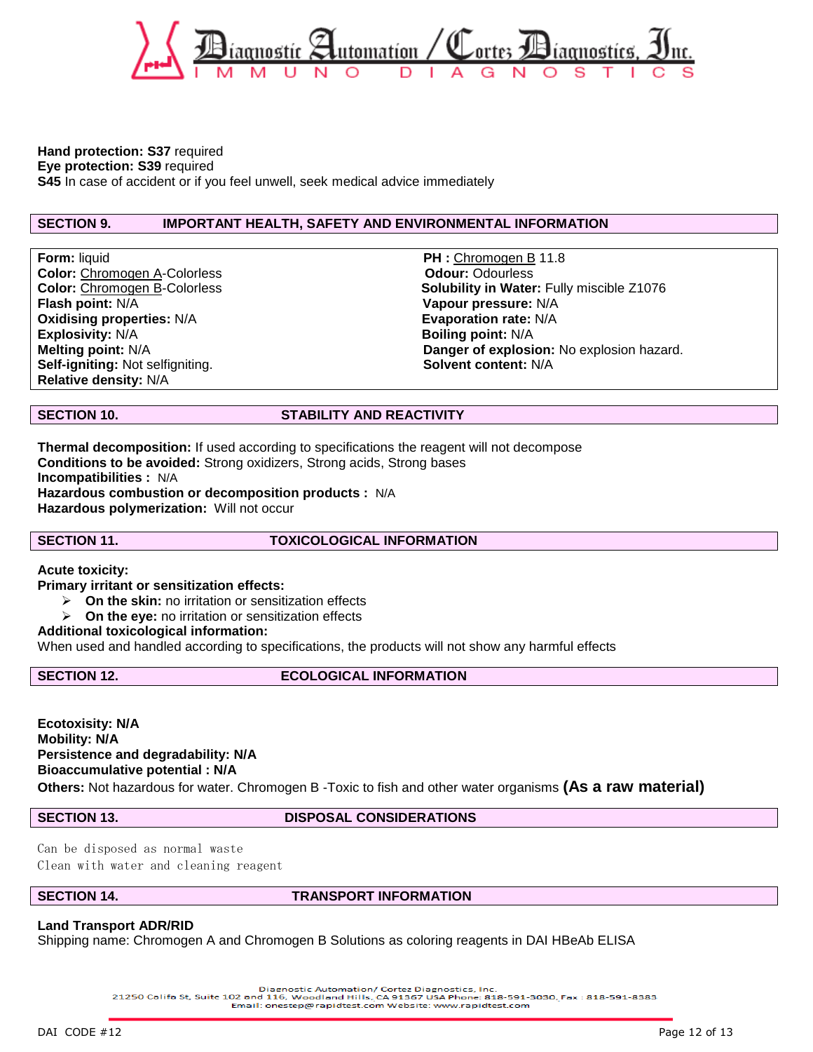**Hand protection: S37** required
**Eye protection: S39** required
**S45** In case of accident or if you feel unwell, seek medical advice immediately

## SECTION 9. IMPORTANT HEALTH, SAFETY AND ENVIRONMENTAL INFORMATION

**Form:** liquid
**Color:** Chromogen A-Colorless
**Color:** Chromogen B-Colorless
**Flash point:** N/A
**Oxidising properties:** N/A
**Explosivity:** N/A
**Melting point:** N/A
**Self-igniting:** Not selfigniting.
**Relative density:** N/A
**PH :** Chromogen B 11.8
**Odour:** Odourless
**Solubility in Water:** Fully miscible Z1076
**Vapour pressure:** N/A
**Evaporation rate:** N/A
**Boiling point:** N/A
**Danger of explosion:** No explosion hazard.
**Solvent content:** N/A

## SECTION 10. STABILITY AND REACTIVITY

**Thermal decomposition:** If used according to specifications the reagent will not decompose
**Conditions to be avoided:** Strong oxidizers, Strong acids, Strong bases
**Incompatibilities :** N/A
**Hazardous combustion or decomposition products :** N/A
**Hazardous polymerization:** Will not occur

## SECTION 11. TOXICOLOGICAL INFORMATION

**Acute toxicity:**
**Primary irritant or sensitization effects:**

- **On the skin:** no irritation or sensitization effects
- **On the eye:** no irritation or sensitization effects

**Additional toxicological information:**
When used and handled according to specifications, the products will not show any harmful effects

## SECTION 12. ECOLOGICAL INFORMATION

**Ecotoxisity: N/A**
**Mobility: N/A**
**Persistence and degradability: N/A**
**Bioaccumulative potential : N/A**
**Others:** Not hazardous for water. Chromogen B -Toxic to fish and other water organisms **(As a raw material)**

## SECTION 13. DISPOSAL CONSIDERATIONS

Can be disposed as normal waste
Clean with water and cleaning reagent

## SECTION 14. TRANSPORT INFORMATION

**Land Transport ADR/RID**
Shipping name: Chromogen A and Chromogen B Solutions as coloring reagents in DAI HBeAb ELISA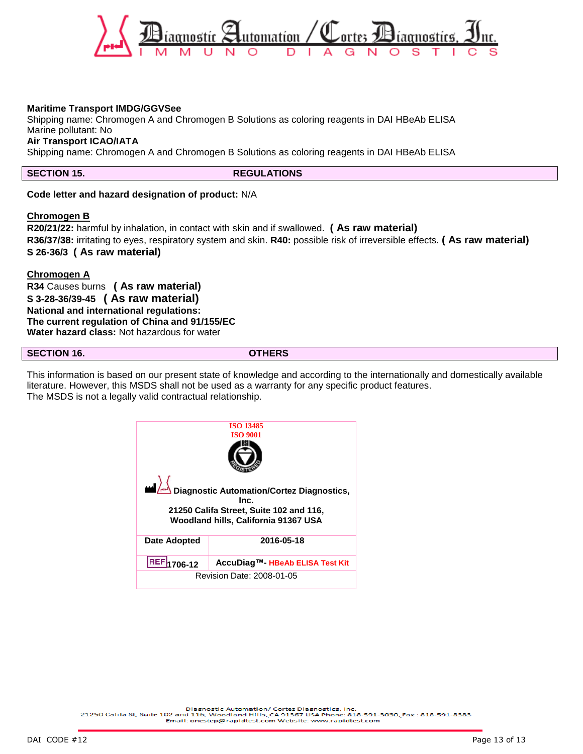**Maritime Transport IMDG/GGVSee**
Shipping name: Chromogen A and Chromogen B Solutions as coloring reagents in DAI HBeAb ELISA
Marine pollutant: No
**Air Transport ICAO/IATA**
Shipping name: Chromogen A and Chromogen B Solutions as coloring reagents in DAI HBeAb ELISA

## SECTION 15. REGULATIONS

**Code letter and hazard designation of product:** N/A

**Chromogen B**
**R20/21/22:** harmful by inhalation, in contact with skin and if swallowed. **( As raw material)**
**R36/37/38:** irritating to eyes, respiratory system and skin. **R40:** possible risk of irreversible effects. **( As raw material)**
**S 26-36/3 ( As raw material)**

**Chromogen A**
**R34** Causes burns **( As raw material)**
**S 3-28-36/39-45 ( As raw material)**
**National and international regulations:**
**The current regulation of China and 91/155/EC**
**Water hazard class:** Not hazardous for water

## SECTION 16. OTHERS

This information is based on our present state of knowledge and according to the internationally and domestically available literature. However, this MSDS shall not be used as a warranty for any specific product features.
The MSDS is not a legally valid contractual relationship.

ISO 13485
ISO 9001

**Diagnostic Automation/Cortez Diagnostics, Inc.**
**21250 Califa Street, Suite 102 and 116,**
**Woodland hills, California 91367 USA**

| | |
|---|---|
| **Date Adopted** | **2016-05-18** |
| **REF 1706-12** | **AccuDiag™- HBeAb ELISA Test Kit** |

Revision Date: 2008-01-05

Diagnostic Automation/ Cortez Diagnostics, Inc.
21250 Califa St, Suite 102 and 116, Woodland Hills, CA 91367 USA Phone: 818-591-3030, Fax : 818-591-8383
Email: onestep@rapidtest.com Website: www.rapidtest.com